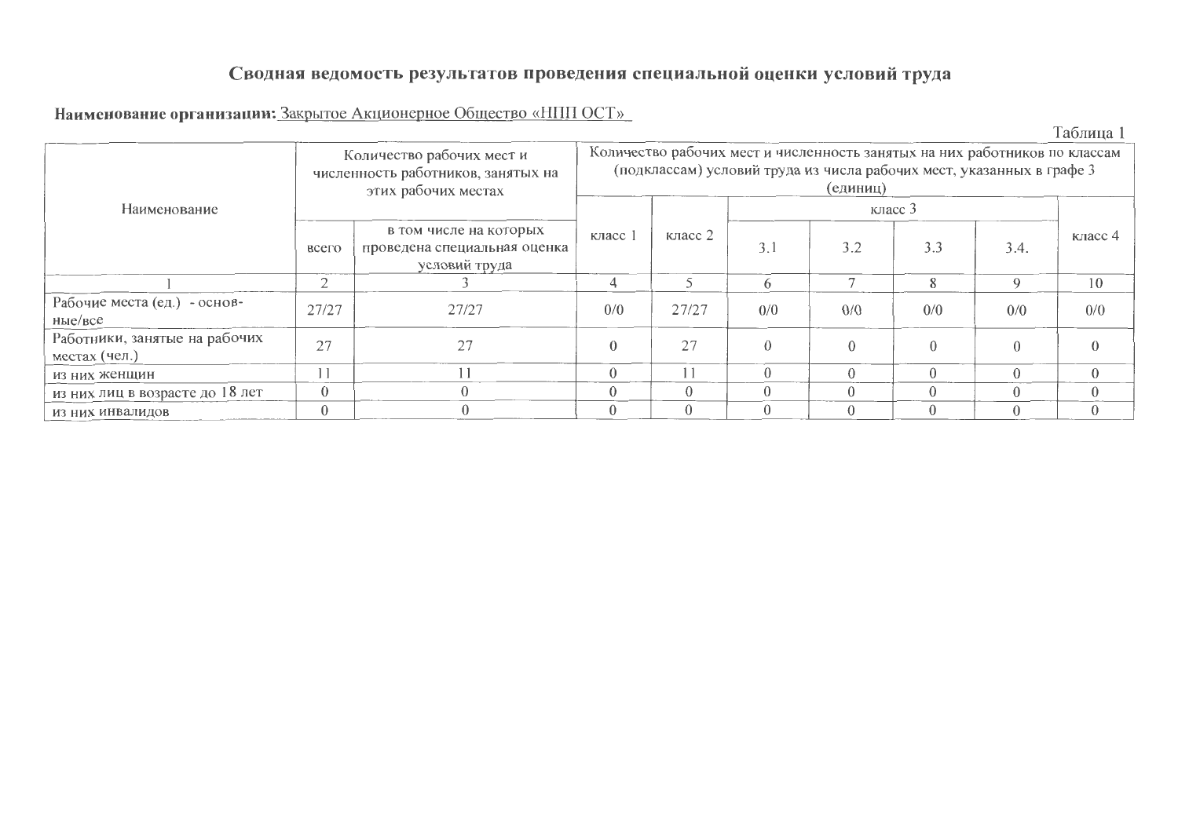# Сводная ведомость результатов проведения специальной оценки условий труда

**Наименование организации:** Закрытое Акционерное Общество «НПП ОСТ»

Таблица 1

| Наименование | Количество рабочих мест и численность работников, занятых на этих рабочих местах | | Количество рабочих мест и численность занятых на них работников по классам (подклассам) условий труда из числа рабочих мест, указанных в графе 3 (единиц) | | | | | | |
|---|---|---|---|---|---|---|---|---|---|
| | всего | в том числе на которых проведена специальная оценка условий труда | класс 1 | класс 2 | класс 3 | | | | класс 4 |
| | | | | | 3.1 | 3.2 | 3.3 | 3.4. | |
| 1 | 2 | 3 | 4 | 5 | 6 | 7 | 8 | 9 | 10 |
| Рабочие места (ед.) - основные/все | 27/27 | 27/27 | 0/0 | 27/27 | 0/0 | 0/0 | 0/0 | 0/0 | 0/0 |
| Работники, занятые на рабочих местах (чел.) | 27 | 27 | 0 | 27 | 0 | 0 | 0 | 0 | 0 |
| из них женщин | 11 | 11 | 0 | 11 | 0 | 0 | 0 | 0 | 0 |
| из них лиц в возрасте до 18 лет | 0 | 0 | 0 | 0 | 0 | 0 | 0 | 0 | 0 |
| из них инвалидов | 0 | 0 | 0 | 0 | 0 | 0 | 0 | 0 | 0 |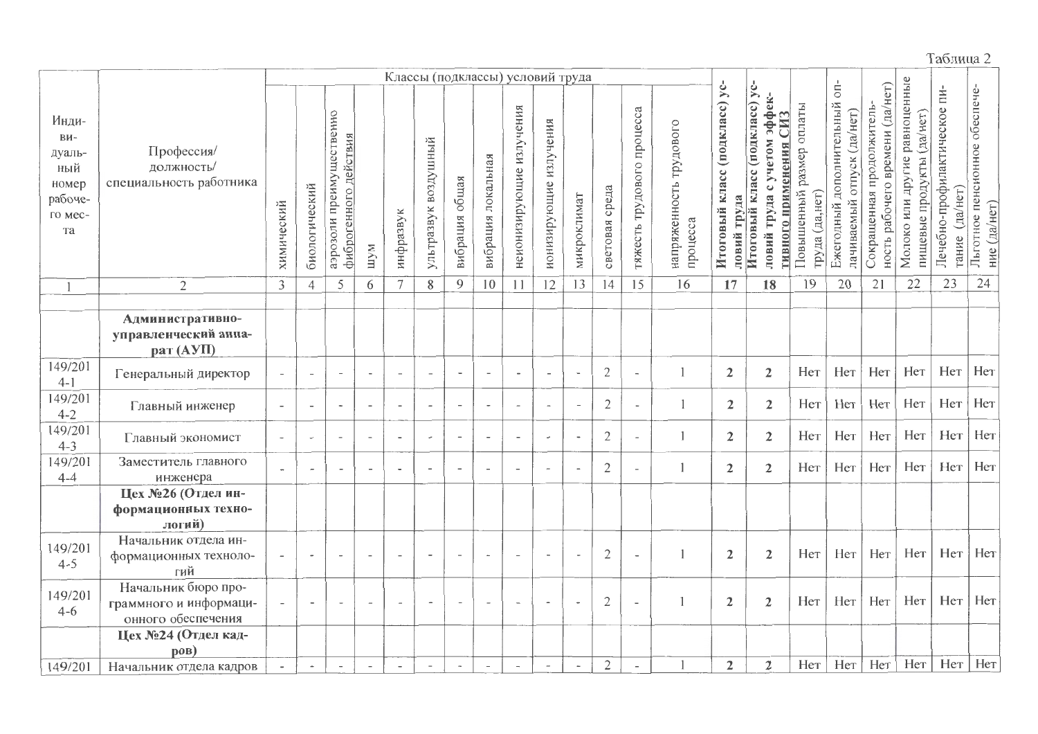Таблица 2

| Индивидуальный номер рабочего места | Профессия/ должность/ специальность работника | Классы (подклассы) условий труда | | | | | | | | | | | | | | Итоговый класс (подкласс) условий труда | Итоговый класс (подкласс) условий труда с учетом эффективного применения СИЗ | Повышенный размер оплаты труда (да,нет) | Ежегодный дополнительный оплачиваемый отпуск (да/нет) | Сокращенная продолжительность рабочего времени (да/нет) | Молоко или другие равноценные пищевые продукты (да/нет) | Лечебно-профилактическое питание (да/нет) | Льготное пенсионное обеспечение (да/нет) |
|---|---|---|---|---|---|---|---|---|---|---|---|---|---|---|---|---|---|---|---|---|---|---|---|
| | | химический | биологический | аэрозоли преимущественно фиброгенного действия | шум | инфразвук | ультразвук воздушный | вибрация общая | вибрация локальная | неионизирующие излучения | ионизирующие излучения | микроклимат | световая среда | тяжесть трудового процесса | напряженность трудового процесса | | | | | | | | |
| 1 | 2 | 3 | 4 | 5 | 6 | 7 | 8 | 9 | 10 | 11 | 12 | 13 | 14 | 15 | 16 | **17** | **18** | 19 | 20 | 21 | 22 | 23 | 24 |
| | | | | | | | | | | | | | | | | | | | | | | | |
| | **Административно-управленческий аппарат (АУП)** | | | | | | | | | | | | | | | | | | | | | | |
| 149/2014-1 | Генеральный директор | - | - | - | - | - | - | - | - | - | - | - | 2 | - | 1 | **2** | **2** | Нет | Нет | Нет | Нет | Нет | Нет |
| 149/2014-2 | Главный инженер | - | - | - | - | - | - | - | - | - | - | - | 2 | - | 1 | **2** | **2** | Нет | Нет | Нет | Нет | Нет | Нет |
| 149/2014-3 | Главный экономист | - | - | - | - | - | - | - | - | - | - | - | 2 | - | 1 | **2** | **2** | Нет | Нет | Нет | Нет | Нет | Нет |
| 149/2014-4 | Заместитель главного инженера | - | - | - | - | - | - | - | - | - | - | - | 2 | - | 1 | **2** | **2** | Нет | Нет | Нет | Нет | Нет | Нет |
| | **Цех №26 (Отдел информационных технологий)** | | | | | | | | | | | | | | | | | | | | | | |
| 149/2014-5 | Начальник отдела информационных технологий | - | - | - | - | - | - | - | - | - | - | - | 2 | - | 1 | **2** | **2** | Нет | Нет | Нет | Нет | Нет | Нет |
| 149/2014-6 | Начальник бюро программного и информационного обеспечения | - | - | - | - | - | - | - | - | - | - | - | 2 | - | 1 | **2** | **2** | Нет | Нет | Нет | Нет | Нет | Нет |
| | **Цех №24 (Отдел кадров)** | | | | | | | | | | | | | | | | | | | | | | |
| 149/201 | Начальник отдела кадров | - | - | - | - | - | - | - | - | - | - | - | 2 | - | 1 | **2** | **2** | Нет | Нет | Нет | Нет | Нет | Нет |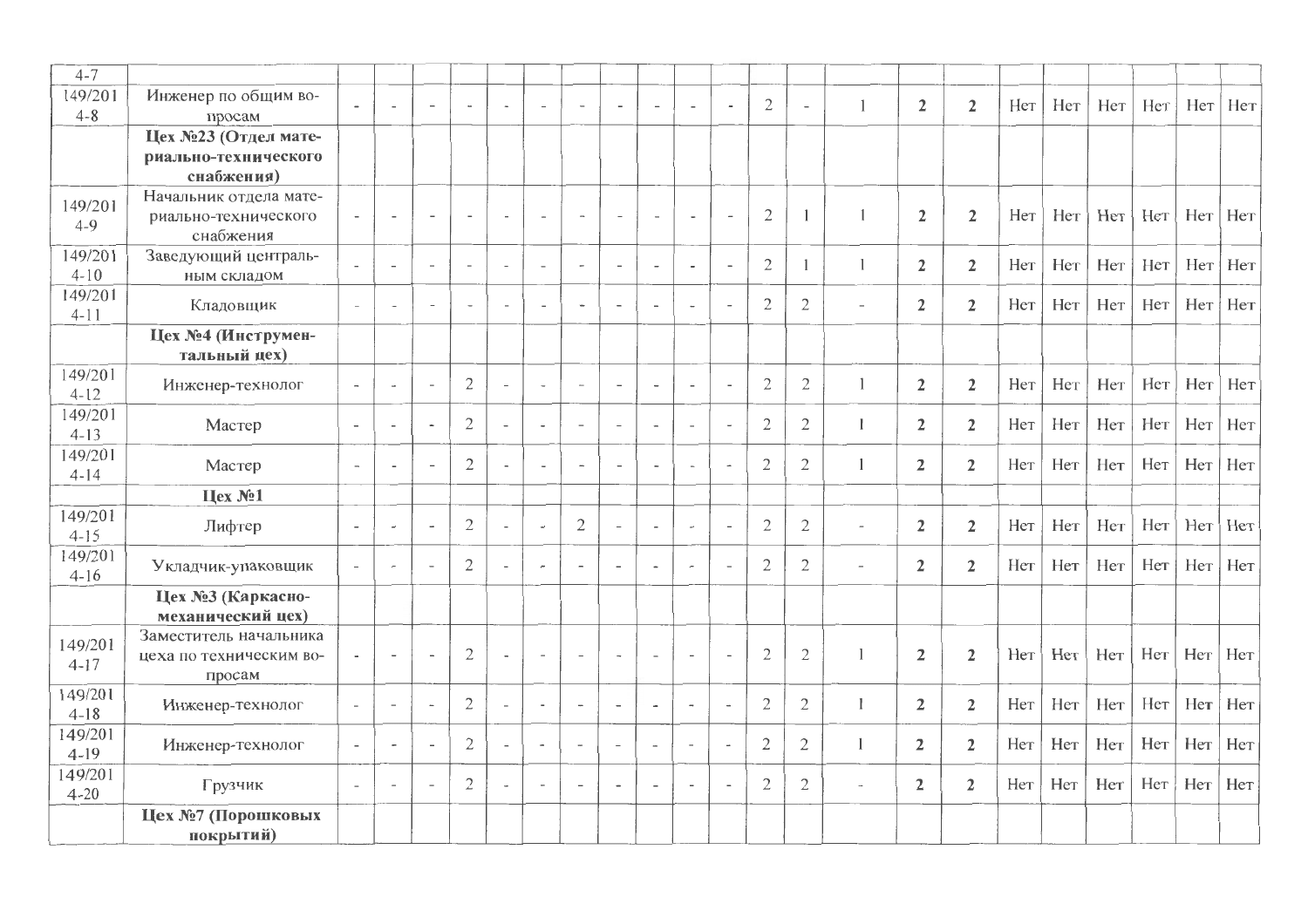| | | | | | | | | | | | | | | | | | | | | | | | |
|---|---|---|---|---|---|---|---|---|---|---|---|---|---|---|---|---|---|---|---|---|---|---|---|
| 4-7 | | | | | | | | | | | | | | | | | | | | | | | |
| 149/2014-8 | Инженер по общим вопросам | - | - | - | - | - | - | - | - | - | - | - | 2 | - | 1 | **2** | **2** | Нет | Нет | Нет | Нет | Нет | Нет |
| | **Цех №23 (Отдел материально-технического снабжения)** | | | | | | | | | | | | | | | | | | | | | | |
| 149/2014-9 | Начальник отдела материально-технического снабжения | - | - | - | - | - | - | - | - | - | - | - | 2 | 1 | 1 | **2** | **2** | Нет | Нет | Нет | Нет | Нет | Нет |
| 149/2014-10 | Заведующий центральным складом | - | - | - | - | - | - | - | - | - | - | - | 2 | 1 | 1 | **2** | **2** | Нет | Нет | Нет | Нет | Нет | Нет |
| 149/2014-11 | Кладовщик | - | - | - | - | - | - | - | - | - | - | - | 2 | 2 | - | **2** | **2** | Нет | Нет | Нет | Нет | Нет | Нет |
| | **Цех №4 (Инструментальный цех)** | | | | | | | | | | | | | | | | | | | | | | |
| 149/2014-12 | Инженер-технолог | - | - | - | 2 | - | - | - | - | - | - | - | 2 | 2 | 1 | **2** | **2** | Нет | Нет | Нет | Нет | Нет | Нет |
| 149/2014-13 | Мастер | - | - | - | 2 | - | - | - | - | - | - | - | 2 | 2 | 1 | **2** | **2** | Нет | Нет | Нет | Нет | Нет | Нет |
| 149/2014-14 | Мастер | - | - | - | 2 | - | - | - | - | - | - | - | 2 | 2 | 1 | **2** | **2** | Нет | Нет | Нет | Нет | Нет | Нет |
| | **Цех №1** | | | | | | | | | | | | | | | | | | | | | | |
| 149/2014-15 | Лифтер | - | - | - | 2 | - | - | 2 | - | - | - | - | 2 | 2 | - | **2** | **2** | Нет | Нет | Нет | Нет | Нет | Нет |
| 149/2014-16 | Укладчик-упаковщик | - | - | - | 2 | - | - | - | - | - | - | - | 2 | 2 | - | **2** | **2** | Нет | Нет | Нет | Нет | Нет | Нет |
| | **Цех №3 (Каркасно-механический цех)** | | | | | | | | | | | | | | | | | | | | | | |
| 149/2014-17 | Заместитель начальника цеха по техническим вопросам | - | - | - | 2 | - | - | - | - | - | - | - | 2 | 2 | 1 | **2** | **2** | Нет | Нет | Нет | Нет | Нет | Нет |
| 149/2014-18 | Инженер-технолог | - | - | - | 2 | - | - | - | - | - | - | - | 2 | 2 | 1 | **2** | **2** | Нет | Нет | Нет | Нет | Нет | Нет |
| 149/2014-19 | Инженер-технолог | - | - | - | 2 | - | - | - | - | - | - | - | 2 | 2 | 1 | **2** | **2** | Нет | Нет | Нет | Нет | Нет | Нет |
| 149/2014-20 | Грузчик | - | - | - | 2 | - | - | - | - | - | - | - | 2 | 2 | - | **2** | **2** | Нет | Нет | Нет | Нет | Нет | Нет |
| | **Цех №7 (Порошковых покрытий)** | | | | | | | | | | | | | | | | | | | | | | |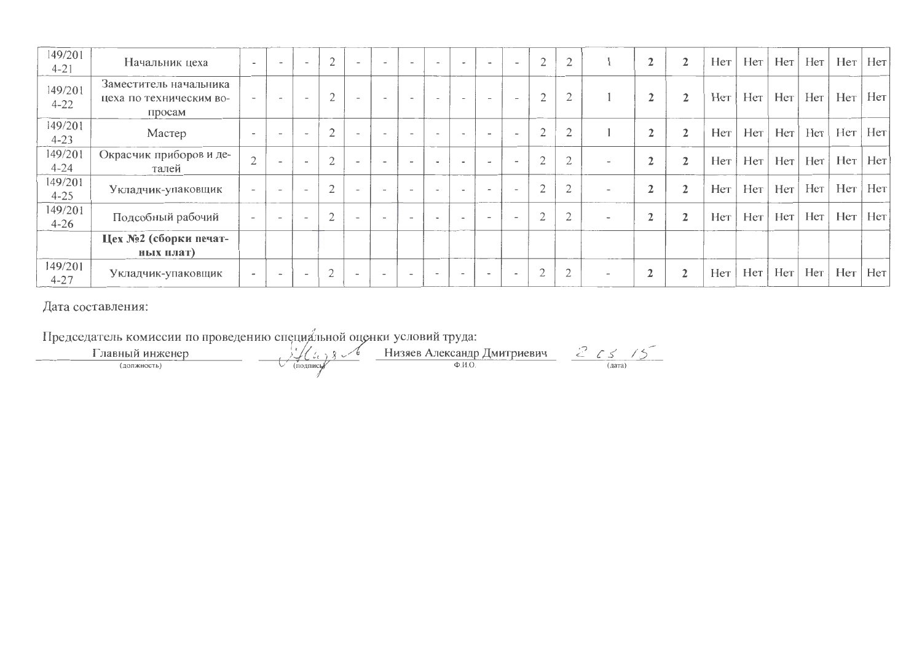| | | | | | | | | | | | | | | | | | | | | | | | | |
|---|---|---|---|---|---|---|---|---|---|---|---|---|---|---|---|---|---|---|---|---|---|---|---|---|
| 149/2014-21 | Начальник цеха | - | - | - | 2 | - | - | - | - | - | - | - | - | 2 | 2 | 1 | **2** | **2** | Нет | Нет | Нет | Нет | Нет | Нет |
| 149/2014-22 | Заместитель начальника цеха по техническим вопросам | - | - | - | 2 | - | - | - | - | - | - | - | - | 2 | 2 | 1 | **2** | **2** | Нет | Нет | Нет | Нет | Нет | Нет |
| 149/2014-23 | Мастер | - | - | - | 2 | - | - | - | - | - | - | - | - | 2 | 2 | 1 | **2** | **2** | Нет | Нет | Нет | Нет | Нет | Нет |
| 149/2014-24 | Окрасчик приборов и деталей | 2 | - | - | 2 | - | - | - | - | - | - | - | - | 2 | 2 | - | **2** | **2** | Нет | Нет | Нет | Нет | Нет | Нет |
| 149/2014-25 | Укладчик-упаковщик | - | - | - | 2 | - | - | - | - | - | - | - | - | 2 | 2 | - | **2** | **2** | Нет | Нет | Нет | Нет | Нет | Нет |
| 149/2014-26 | Подсобный рабочий | - | - | - | 2 | - | - | - | - | - | - | - | - | 2 | 2 | - | **2** | **2** | Нет | Нет | Нет | Нет | Нет | Нет |
| | **Цех №2 (сборки печатных плат)** | | | | | | | | | | | | | | | | | | | | | | | |
| 149/2014-27 | Укладчик-упаковщик | - | - | - | 2 | - | - | - | - | - | - | - | - | 2 | 2 | - | **2** | **2** | Нет | Нет | Нет | Нет | Нет | Нет |

Дата составления:

Председатель комиссии по проведению специальной оценки условий труда:

Главный инженер (должность) _____ (подпись) Низяев Александр Дмитриевич (Ф.И.О.) 2.05.15 (дата)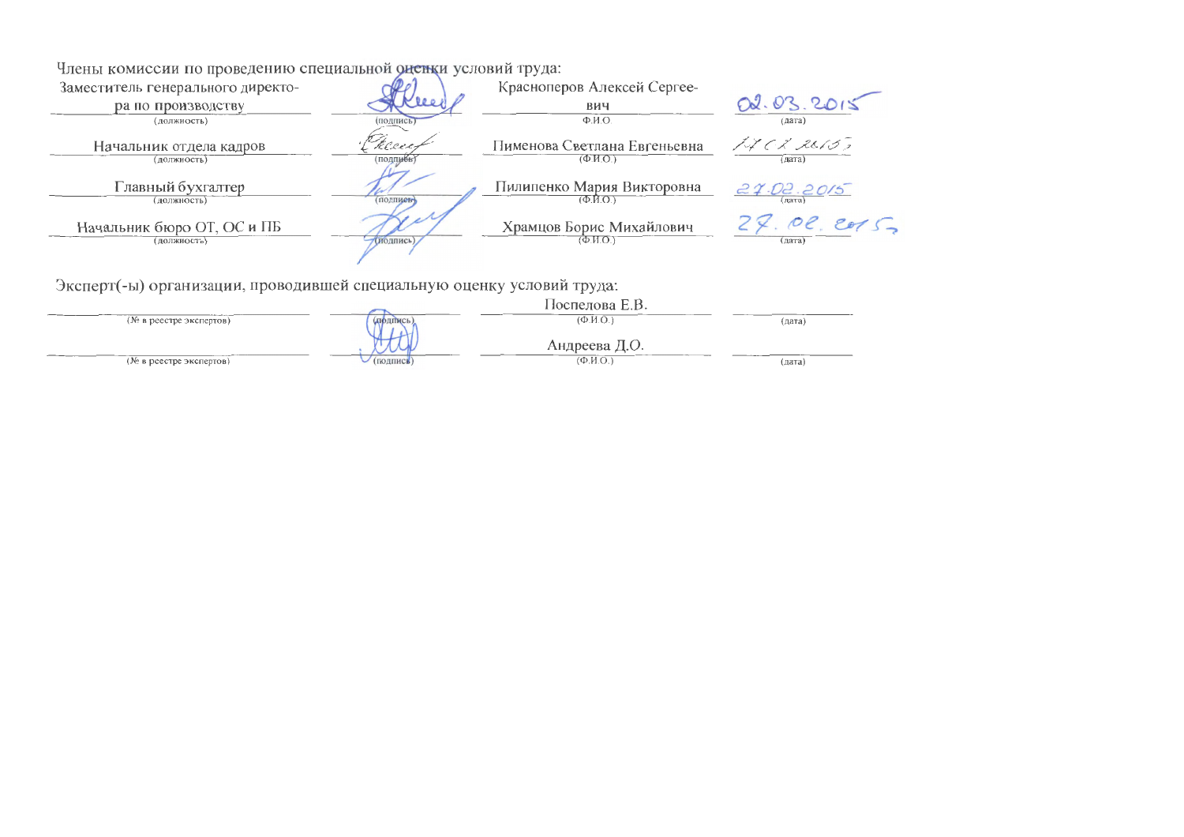Члены комиссии по проведению специальной оценки условий труда:

| | | | |
|---|---|---|---|
| Заместитель генерального директора по производству | | Красноперов Алексей Сергеевич | 02.03.2015 |
| (должность) | (подпись) | Ф.И.О. | (дата) |
| Начальник отдела кадров | | Пименова Светлана Евгеньевна | 27.02.2015 |
| (должность) | (подпись) | (Ф.И.О.) | (дата) |
| Главный бухгалтер | | Пилипенко Мария Викторовна | 27.02.2015 |
| (должность) | (подпись) | (Ф.И.О.) | (дата) |
| Начальник бюро ОТ, ОС и ПБ | | Храмцов Борис Михайлович | 27.02.2015 |
| (должность) | (подпись) | (Ф.И.О.) | (дата) |

Эксперт(-ы) организации, проводившей специальную оценку условий труда:

| | | | |
|---|---|---|---|
| | | Поспелова Е.В. | |
| (№ в реестре экспертов) | (подпись) | (Ф.И.О.) | (дата) |
| | | Андреева Д.О. | |
| (№ в реестре экспертов) | (подпись) | (Ф.И.О.) | (дата) |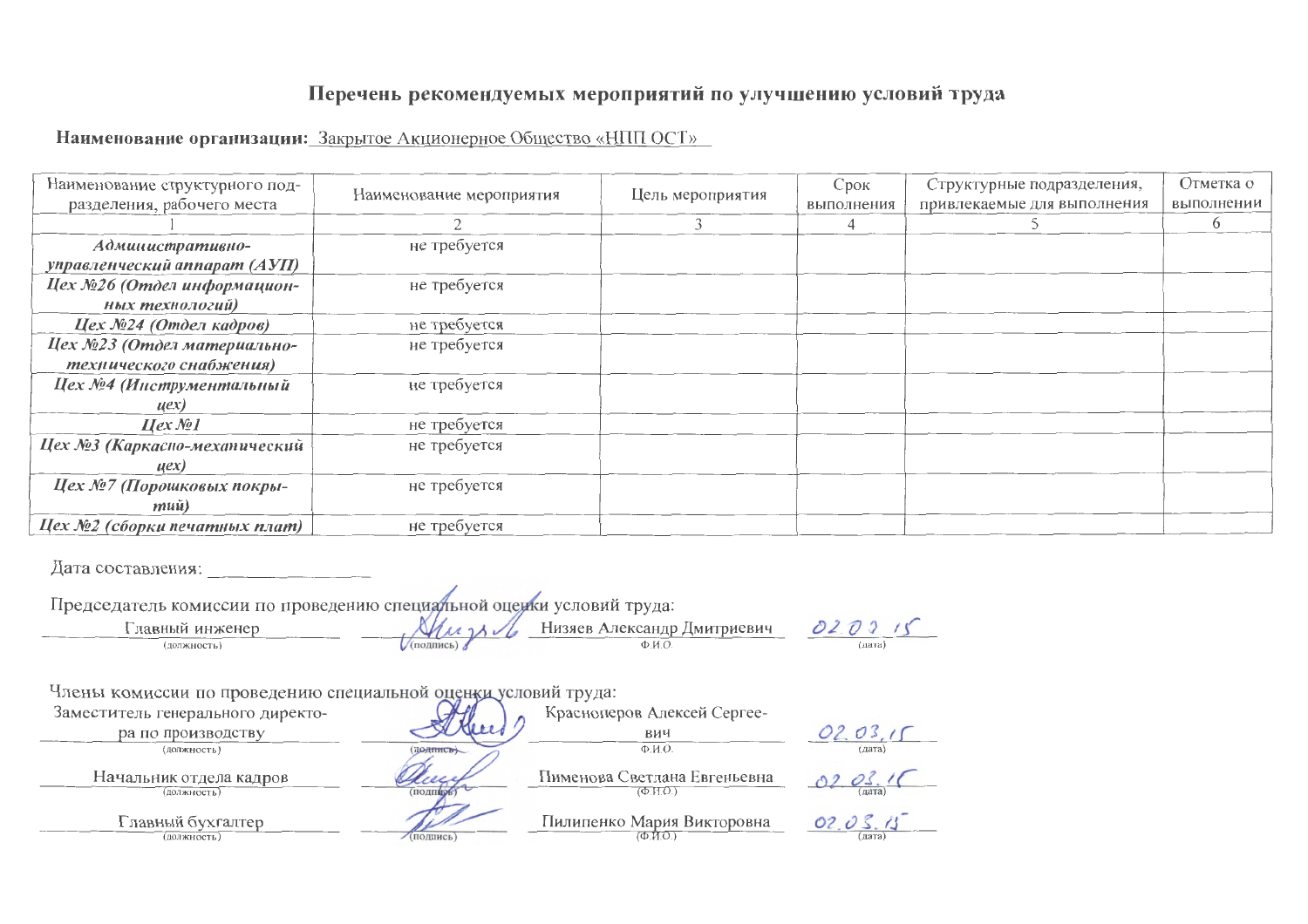## Перечень рекомендуемых мероприятий по улучшению условий труда

**Наименование организации:** Закрытое Акционерное Общество «НПП ОСТ»

| Наименование структурного подразделения, рабочего места | Наименование мероприятия | Цель мероприятия | Срок выполнения | Структурные подразделения, привлекаемые для выполнения | Отметка о выполнении |
|---|---|---|---|---|---|
| 1 | 2 | 3 | 4 | 5 | 6 |
| ***Административно-управленческий аппарат (АУП)*** | не требуется | | | | |
| ***Цех №26 (Отдел информационных технологий)*** | не требуется | | | | |
| ***Цех №24 (Отдел кадров)*** | не требуется | | | | |
| ***Цех №23 (Отдел материально-технического снабжения)*** | не требуется | | | | |
| ***Цех №4 (Инструментальный цех)*** | не требуется | | | | |
| ***Цех №1*** | не требуется | | | | |
| ***Цех №3 (Каркасно-механический цех)*** | не требуется | | | | |
| ***Цех №7 (Порошковых покрытий)*** | не требуется | | | | |
| ***Цех №2 (сборки печатных плат)*** | не требуется | | | | |

Дата составления: ________________

Председатель комиссии по проведению специальной оценки условий труда:

| | | | |
|---|---|---|---|
| Главный инженер | | Низяев Александр Дмитриевич | 02.03.15 |
| (должность) | (подпись) | Ф.И.О. | (дата) |

Члены комиссии по проведению специальной оценки условий труда:

| | | | |
|---|---|---|---|
| Заместитель генерального директора по производству | | Красноперов Алексей Сергеевич | 02.03.15 |
| (должность) | (подпись) | Ф.И.О. | (дата) |
| Начальник отдела кадров | | Пименова Светлана Евгеньевна | 02.03.15 |
| (должность) | (подпись) | (Ф.И.О.) | (дата) |
| Главный бухгалтер | | Пилипенко Мария Викторовна | 02.03.15 |
| (должность) | (подпись) | (Ф.И.О.) | (дата) |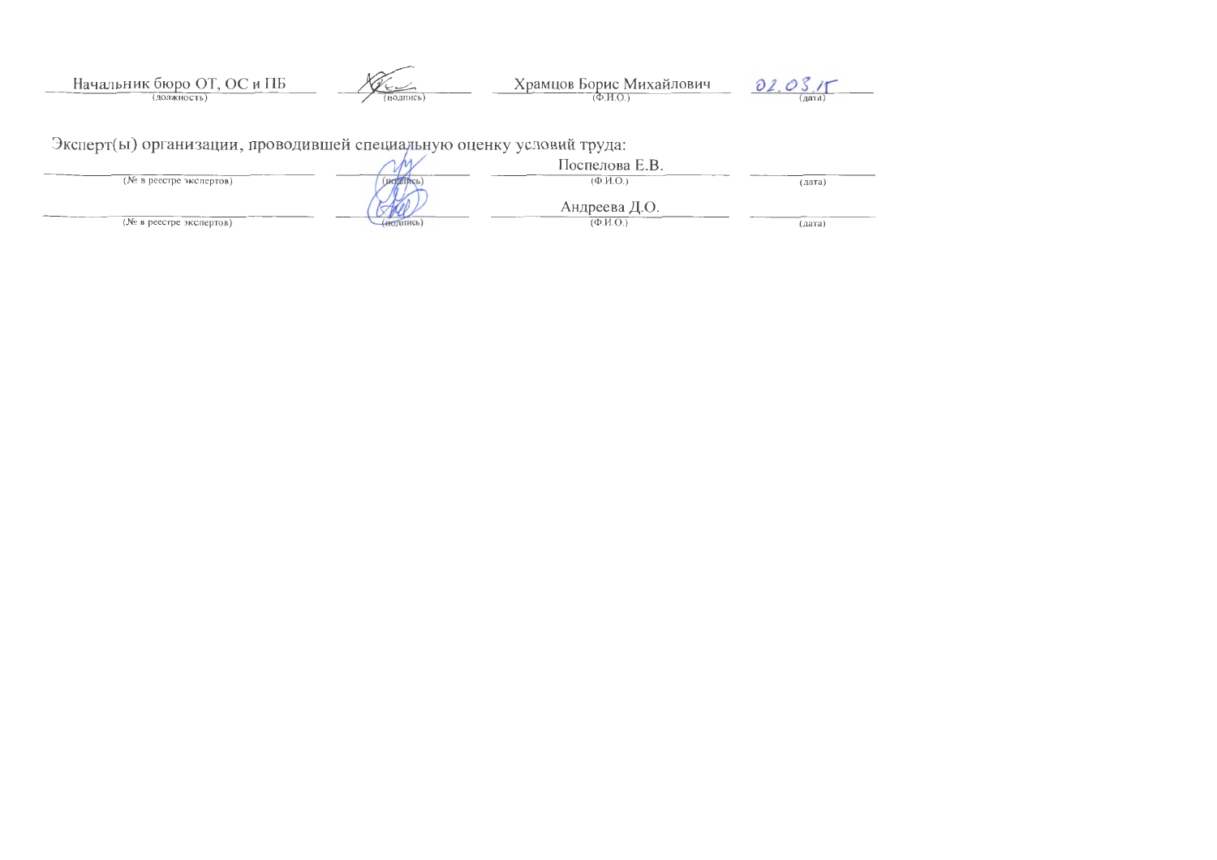| Начальник бюро ОТ, ОС и ПБ | | Храмцов Борис Михайлович | 02.03.15 |
| --- | --- | --- | --- |
| (должность) | (подпись) | (Ф.И.О.) | (дата) |

Эксперт(ы) организации, проводившей специальную оценку условий труда:

| | | Поспелова Е.В. | |
| --- | --- | --- | --- |
| (№ в реестре экспертов) | (подпись) | (Ф.И.О.) | (дата) |
| | | Андреева Д.О. | |
| (№ в реестре экспертов) | (подпись) | (Ф.И.О.) | (дата) |